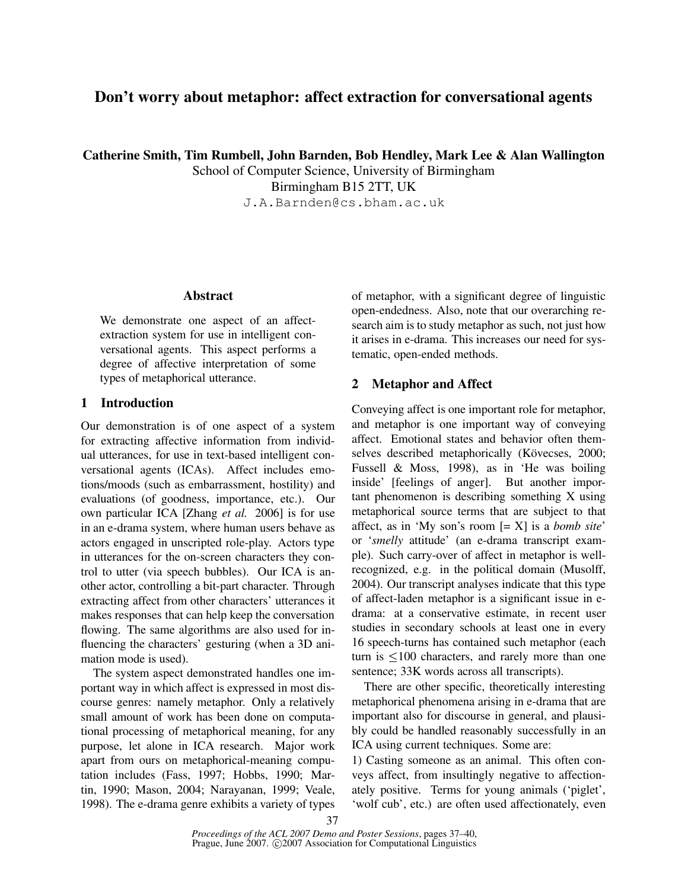# Don't worry about metaphor: affect extraction for conversational agents

**Catherine Smith, Tim Rumbell, John Barnden, Bob Hendley, Mark Lee & Alan Wallington**
School of Computer Science, University of Birmingham
Birmingham B15 2TT, UK
J.A.Barnden@cs.bham.ac.uk

## Abstract

We demonstrate one aspect of an affect-extraction system for use in intelligent conversational agents. This aspect performs a degree of affective interpretation of some types of metaphorical utterance.

## 1 Introduction

Our demonstration is of one aspect of a system for extracting affective information from individual utterances, for use in text-based intelligent conversational agents (ICAs). Affect includes emotions/moods (such as embarrassment, hostility) and evaluations (of goodness, importance, etc.). Our own particular ICA [Zhang *et al.* 2006] is for use in an e-drama system, where human users behave as actors engaged in unscripted role-play. Actors type in utterances for the on-screen characters they control to utter (via speech bubbles). Our ICA is another actor, controlling a bit-part character. Through extracting affect from other characters' utterances it makes responses that can help keep the conversation flowing. The same algorithms are also used for influencing the characters' gesturing (when a 3D animation mode is used).

The system aspect demonstrated handles one important way in which affect is expressed in most discourse genres: namely metaphor. Only a relatively small amount of work has been done on computational processing of metaphorical meaning, for any purpose, let alone in ICA research. Major work apart from ours on metaphorical-meaning computation includes (Fass, 1997; Hobbs, 1990; Martin, 1990; Mason, 2004; Narayanan, 1999; Veale, 1998). The e-drama genre exhibits a variety of types of metaphor, with a significant degree of linguistic open-endedness. Also, note that our overarching research aim is to study metaphor as such, not just how it arises in e-drama. This increases our need for systematic, open-ended methods.

## 2 Metaphor and Affect

Conveying affect is one important role for metaphor, and metaphor is one important way of conveying affect. Emotional states and behavior often themselves described metaphorically (Kövecses, 2000; Fussell & Moss, 1998), as in 'He was boiling inside' [feelings of anger]. But another important phenomenon is describing something X using metaphorical source terms that are subject to that affect, as in 'My son's room [= X] is a *bomb site*' or '*smelly* attitude' (an e-drama transcript example). Such carry-over of affect in metaphor is well-recognized, e.g. in the political domain (Musolff, 2004). Our transcript analyses indicate that this type of affect-laden metaphor is a significant issue in e-drama: at a conservative estimate, in recent user studies in secondary schools at least one in every 16 speech-turns has contained such metaphor (each turn is $\leq$100 characters, and rarely more than one sentence; 33K words across all transcripts).

There are other specific, theoretically interesting metaphorical phenomena arising in e-drama that are important also for discourse in general, and plausibly could be handled reasonably successfully in an ICA using current techniques. Some are:

1) Casting someone as an animal. This often conveys affect, from insultingly negative to affectionately positive. Terms for young animals ('piglet', 'wolf cub', etc.) are often used affectionately, even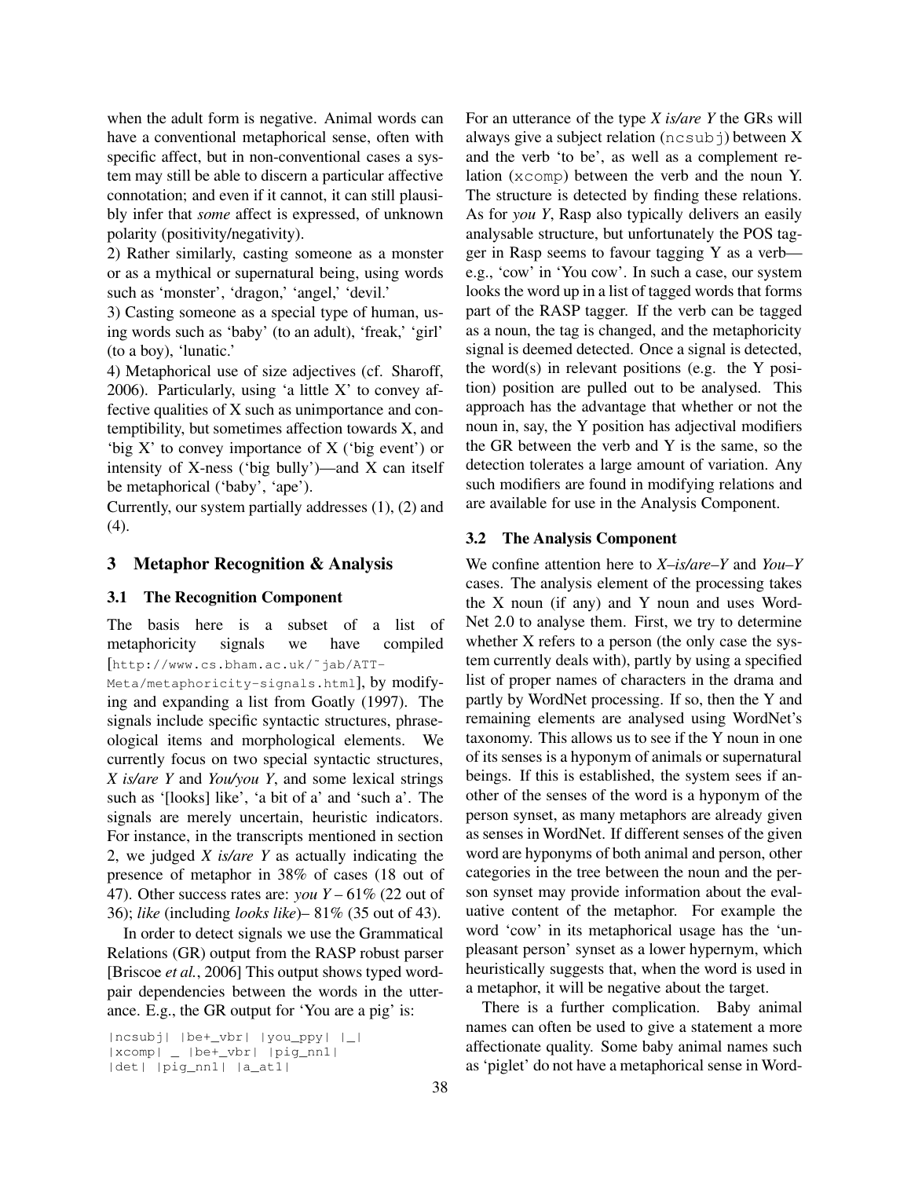when the adult form is negative. Animal words can have a conventional metaphorical sense, often with specific affect, but in non-conventional cases a system may still be able to discern a particular affective connotation; and even if it cannot, it can still plausibly infer that *some* affect is expressed, of unknown polarity (positivity/negativity).

2) Rather similarly, casting someone as a monster or as a mythical or supernatural being, using words such as 'monster', 'dragon,' 'angel,' 'devil.'

3) Casting someone as a special type of human, using words such as 'baby' (to an adult), 'freak,' 'girl' (to a boy), 'lunatic.'

4) Metaphorical use of size adjectives (cf. Sharoff, 2006). Particularly, using 'a little X' to convey affective qualities of X such as unimportance and contemptibility, but sometimes affection towards X, and 'big X' to convey importance of X ('big event') or intensity of X-ness ('big bully')—and X can itself be metaphorical ('baby', 'ape').

Currently, our system partially addresses (1), (2) and (4).

## 3 Metaphor Recognition & Analysis

### 3.1 The Recognition Component

The basis here is a subset of a list of metaphoricity signals we have compiled [`http://www.cs.bham.ac.uk/~jab/ATT-Meta/metaphoricity-signals.html`], by modifying and expanding a list from Goatly (1997). The signals include specific syntactic structures, phraseological items and morphological elements. We currently focus on two special syntactic structures, *X is/are Y* and *You/you Y*, and some lexical strings such as '[looks] like', 'a bit of a' and 'such a'. The signals are merely uncertain, heuristic indicators. For instance, in the transcripts mentioned in section 2, we judged *X is/are Y* as actually indicating the presence of metaphor in 38% of cases (18 out of 47). Other success rates are: *you Y* – 61% (22 out of 36); *like* (including *looks like*)– 81% (35 out of 43).

In order to detect signals we use the Grammatical Relations (GR) output from the RASP robust parser [Briscoe *et al.*, 2006] This output shows typed word-pair dependencies between the words in the utterance. E.g., the GR output for 'You are a pig' is:

```
|ncsubj| |be+_vbr| |you_ppy| |_|
|xcomp| _ |be+_vbr| |pig_nn1|
|det| |pig_nn1| |a_at1|
```

For an utterance of the type *X is/are Y* the GRs will always give a subject relation (`ncsubj`) between X and the verb 'to be', as well as a complement relation (`xcomp`) between the verb and the noun Y. The structure is detected by finding these relations. As for *you Y*, Rasp also typically delivers an easily analysable structure, but unfortunately the POS tagger in Rasp seems to favour tagging Y as a verb—e.g., 'cow' in 'You cow'. In such a case, our system looks the word up in a list of tagged words that forms part of the RASP tagger. If the verb can be tagged as a noun, the tag is changed, and the metaphoricity signal is deemed detected. Once a signal is detected, the word(s) in relevant positions (e.g. the Y position) position are pulled out to be analysed. This approach has the advantage that whether or not the noun in, say, the Y position has adjectival modifiers the GR between the verb and Y is the same, so the detection tolerates a large amount of variation. Any such modifiers are found in modifying relations and are available for use in the Analysis Component.

### 3.2 The Analysis Component

We confine attention here to *X–is/are–Y* and *You–Y* cases. The analysis element of the processing takes the X noun (if any) and Y noun and uses WordNet 2.0 to analyse them. First, we try to determine whether X refers to a person (the only case the system currently deals with), partly by using a specified list of proper names of characters in the drama and partly by WordNet processing. If so, then the Y and remaining elements are analysed using WordNet's taxonomy. This allows us to see if the Y noun in one of its senses is a hyponym of animals or supernatural beings. If this is established, the system sees if another of the senses of the word is a hyponym of the person synset, as many metaphors are already given as senses in WordNet. If different senses of the given word are hyponyms of both animal and person, other categories in the tree between the noun and the person synset may provide information about the evaluative content of the metaphor. For example the word 'cow' in its metaphorical usage has the 'unpleasant person' synset as a lower hypernym, which heuristically suggests that, when the word is used in a metaphor, it will be negative about the target.

There is a further complication. Baby animal names can often be used to give a statement a more affectionate quality. Some baby animal names such as 'piglet' do not have a metaphorical sense in Word-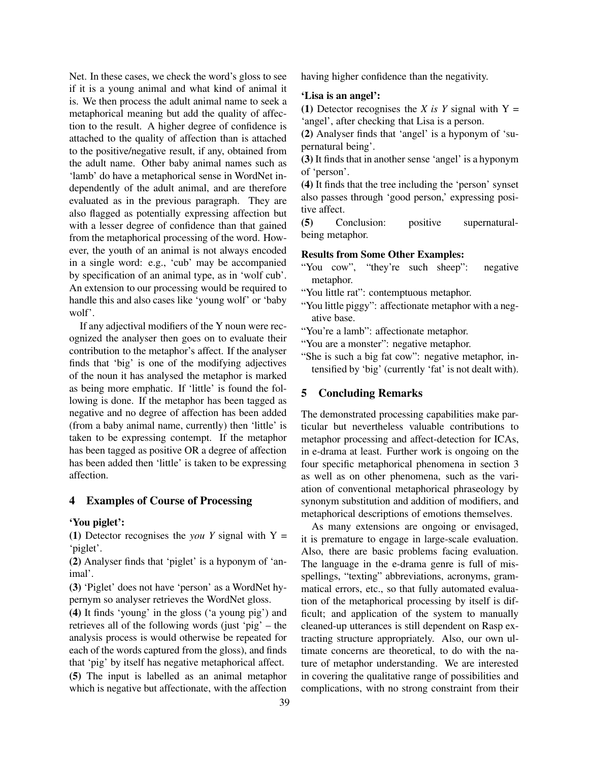Net. In these cases, we check the word's gloss to see if it is a young animal and what kind of animal it is. We then process the adult animal name to seek a metaphorical meaning but add the quality of affection to the result. A higher degree of confidence is attached to the quality of affection than is attached to the positive/negative result, if any, obtained from the adult name. Other baby animal names such as 'lamb' do have a metaphorical sense in WordNet independently of the adult animal, and are therefore evaluated as in the previous paragraph. They are also flagged as potentially expressing affection but with a lesser degree of confidence than that gained from the metaphorical processing of the word. However, the youth of an animal is not always encoded in a single word: e.g., 'cub' may be accompanied by specification of an animal type, as in 'wolf cub'. An extension to our processing would be required to handle this and also cases like 'young wolf' or 'baby wolf'.

If any adjectival modifiers of the Y noun were recognized the analyser then goes on to evaluate their contribution to the metaphor's affect. If the analyser finds that 'big' is one of the modifying adjectives of the noun it has analysed the metaphor is marked as being more emphatic. If 'little' is found the following is done. If the metaphor has been tagged as negative and no degree of affection has been added (from a baby animal name, currently) then 'little' is taken to be expressing contempt. If the metaphor has been tagged as positive OR a degree of affection has been added then 'little' is taken to be expressing affection.

## 4 Examples of Course of Processing

**'You piglet':**

**(1)** Detector recognises the *you Y* signal with Y = 'piglet'.

**(2)** Analyser finds that 'piglet' is a hyponym of 'animal'.

**(3)** 'Piglet' does not have 'person' as a WordNet hypernym so analyser retrieves the WordNet gloss.

**(4)** It finds 'young' in the gloss ('a young pig') and retrieves all of the following words (just 'pig' – the analysis process is would otherwise be repeated for each of the words captured from the gloss), and finds that 'pig' by itself has negative metaphorical affect.

**(5)** The input is labelled as an animal metaphor which is negative but affectionate, with the affection having higher confidence than the negativity.

**'Lisa is an angel':**

**(1)** Detector recognises the *X is Y* signal with Y = 'angel', after checking that Lisa is a person.

**(2)** Analyser finds that 'angel' is a hyponym of 'supernatural being'.

**(3)** It finds that in another sense 'angel' is a hyponym of 'person'.

**(4)** It finds that the tree including the 'person' synset also passes through 'good person,' expressing positive affect.

**(5)** Conclusion: positive supernatural-being metaphor.

**Results from Some Other Examples:**

"You cow", "they're such sheep": negative metaphor.

"You little rat": contemptuous metaphor.

"You little piggy": affectionate metaphor with a negative base.

"You're a lamb": affectionate metaphor.

"You are a monster": negative metaphor.

"She is such a big fat cow": negative metaphor, intensified by 'big' (currently 'fat' is not dealt with).

## 5 Concluding Remarks

The demonstrated processing capabilities make particular but nevertheless valuable contributions to metaphor processing and affect-detection for ICAs, in e-drama at least. Further work is ongoing on the four specific metaphorical phenomena in section 3 as well as on other phenomena, such as the variation of conventional metaphorical phraseology by synonym substitution and addition of modifiers, and metaphorical descriptions of emotions themselves.

As many extensions are ongoing or envisaged, it is premature to engage in large-scale evaluation. Also, there are basic problems facing evaluation. The language in the e-drama genre is full of misspellings, "texting" abbreviations, acronyms, grammatical errors, etc., so that fully automated evaluation of the metaphorical processing by itself is difficult; and application of the system to manually cleaned-up utterances is still dependent on Rasp extracting structure appropriately. Also, our own ultimate concerns are theoretical, to do with the nature of metaphor understanding. We are interested in covering the qualitative range of possibilities and complications, with no strong constraint from their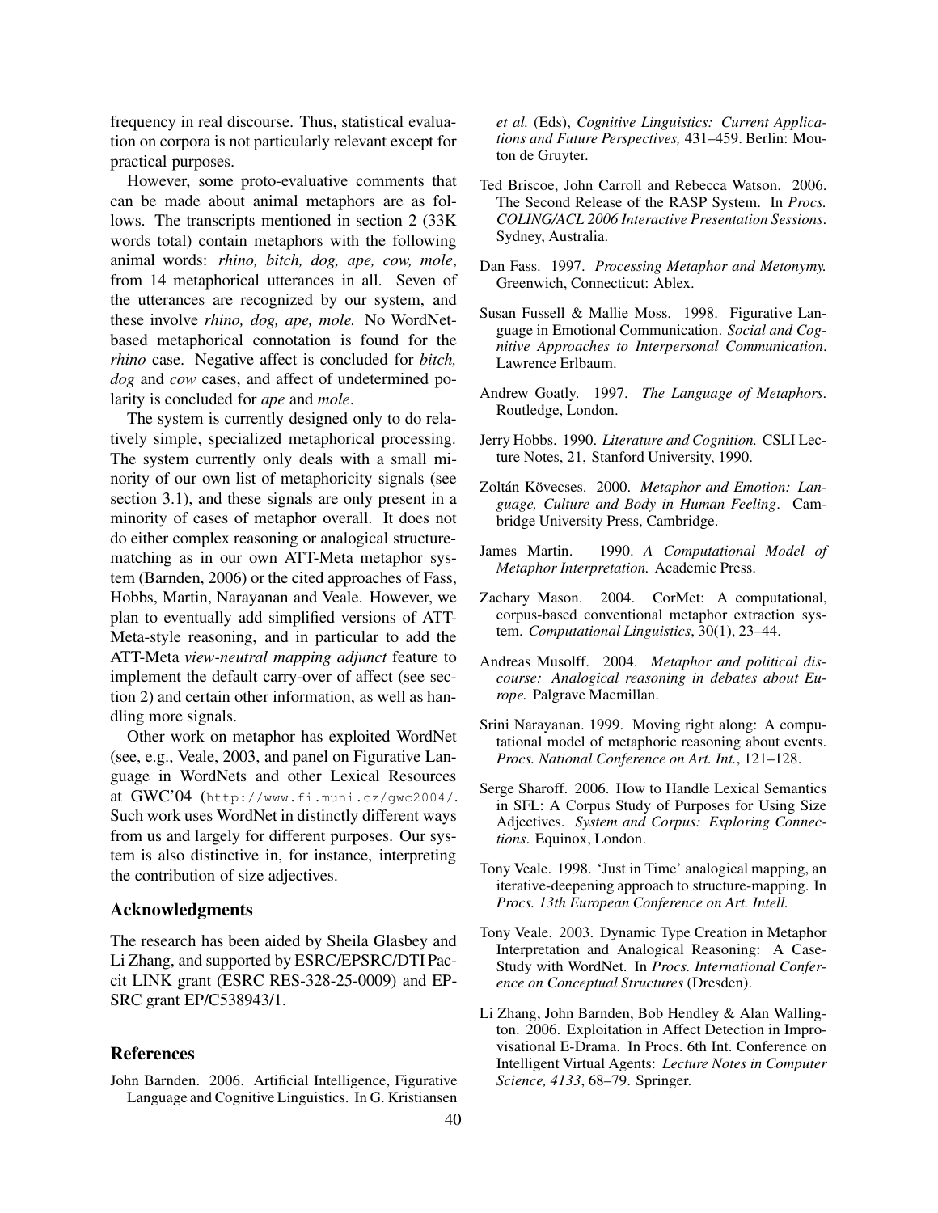frequency in real discourse. Thus, statistical evaluation on corpora is not particularly relevant except for practical purposes.

However, some proto-evaluative comments that can be made about animal metaphors are as follows. The transcripts mentioned in section 2 (33K words total) contain metaphors with the following animal words: *rhino, bitch, dog, ape, cow, mole*, from 14 metaphorical utterances in all. Seven of the utterances are recognized by our system, and these involve *rhino, dog, ape, mole.* No WordNet-based metaphorical connotation is found for the *rhino* case. Negative affect is concluded for *bitch, dog* and *cow* cases, and affect of undetermined polarity is concluded for *ape* and *mole*.

The system is currently designed only to do relatively simple, specialized metaphorical processing. The system currently only deals with a small minority of our own list of metaphoricity signals (see section 3.1), and these signals are only present in a minority of cases of metaphor overall. It does not do either complex reasoning or analogical structure-matching as in our own ATT-Meta metaphor system (Barnden, 2006) or the cited approaches of Fass, Hobbs, Martin, Narayanan and Veale. However, we plan to eventually add simplified versions of ATT-Meta-style reasoning, and in particular to add the ATT-Meta *view-neutral mapping adjunct* feature to implement the default carry-over of affect (see section 2) and certain other information, as well as handling more signals.

Other work on metaphor has exploited WordNet (see, e.g., Veale, 2003, and panel on Figurative Language in WordNets and other Lexical Resources at GWC'04 (`http://www.fi.muni.cz/gwc2004/`. Such work uses WordNet in distinctly different ways from us and largely for different purposes. Our system is also distinctive in, for instance, interpreting the contribution of size adjectives.

## Acknowledgments

The research has been aided by Sheila Glasbey and Li Zhang, and supported by ESRC/EPSRC/DTI Paccit LINK grant (ESRC RES-328-25-0009) and EPSRC grant EP/C538943/1.

## References

John Barnden. 2006. Artificial Intelligence, Figurative Language and Cognitive Linguistics. In G. Kristiansen *et al.* (Eds), *Cognitive Linguistics: Current Applications and Future Perspectives,* 431–459. Berlin: Mouton de Gruyter.

Ted Briscoe, John Carroll and Rebecca Watson. 2006. The Second Release of the RASP System. In *Procs. COLING/ACL 2006 Interactive Presentation Sessions*. Sydney, Australia.

Dan Fass. 1997. *Processing Metaphor and Metonymy.* Greenwich, Connecticut: Ablex.

Susan Fussell & Mallie Moss. 1998. Figurative Language in Emotional Communication. *Social and Cognitive Approaches to Interpersonal Communication*. Lawrence Erlbaum.

Andrew Goatly. 1997. *The Language of Metaphors*. Routledge, London.

Jerry Hobbs. 1990. *Literature and Cognition.* CSLI Lecture Notes, 21, Stanford University, 1990.

Zoltán Kövecses. 2000. *Metaphor and Emotion: Language, Culture and Body in Human Feeling*. Cambridge University Press, Cambridge.

James Martin. 1990. *A Computational Model of Metaphor Interpretation.* Academic Press.

Zachary Mason. 2004. CorMet: A computational, corpus-based conventional metaphor extraction system. *Computational Linguistics*, 30(1), 23–44.

Andreas Musolff. 2004. *Metaphor and political discourse: Analogical reasoning in debates about Europe.* Palgrave Macmillan.

Srini Narayanan. 1999. Moving right along: A computational model of metaphoric reasoning about events. *Procs. National Conference on Art. Int.*, 121–128.

Serge Sharoff. 2006. How to Handle Lexical Semantics in SFL: A Corpus Study of Purposes for Using Size Adjectives. *System and Corpus: Exploring Connections*. Equinox, London.

Tony Veale. 1998. 'Just in Time' analogical mapping, an iterative-deepening approach to structure-mapping. In *Procs. 13th European Conference on Art. Intell.*

Tony Veale. 2003. Dynamic Type Creation in Metaphor Interpretation and Analogical Reasoning: A Case-Study with WordNet. In *Procs. International Conference on Conceptual Structures* (Dresden).

Li Zhang, John Barnden, Bob Hendley & Alan Wallington. 2006. Exploitation in Affect Detection in Improvisational E-Drama. In Procs. 6th Int. Conference on Intelligent Virtual Agents: *Lecture Notes on Computer Science, 4133*, 68–79. Springer.